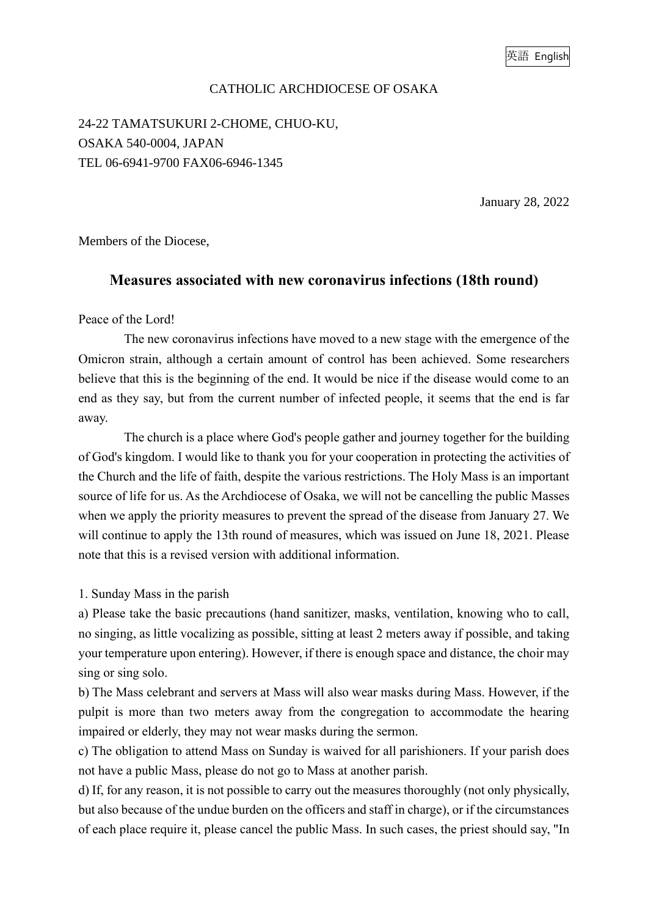英語 English

CATHOLIC ARCHDIOCESE OF OSAKA

24-22 TAMATSUKURI 2-CHOME, CHUO-KU,
OSAKA 540-0004, JAPAN
TEL 06-6941-9700 FAX06-6946-1345

January 28, 2022

Members of the Diocese,

## Measures associated with new coronavirus infections (18th round)

Peace of the Lord!

The new coronavirus infections have moved to a new stage with the emergence of the Omicron strain, although a certain amount of control has been achieved. Some researchers believe that this is the beginning of the end. It would be nice if the disease would come to an end as they say, but from the current number of infected people, it seems that the end is far away.

The church is a place where God's people gather and journey together for the building of God's kingdom. I would like to thank you for your cooperation in protecting the activities of the Church and the life of faith, despite the various restrictions. The Holy Mass is an important source of life for us. As the Archdiocese of Osaka, we will not be cancelling the public Masses when we apply the priority measures to prevent the spread of the disease from January 27. We will continue to apply the 13th round of measures, which was issued on June 18, 2021. Please note that this is a revised version with additional information.

1. Sunday Mass in the parish

a) Please take the basic precautions (hand sanitizer, masks, ventilation, knowing who to call, no singing, as little vocalizing as possible, sitting at least 2 meters away if possible, and taking your temperature upon entering). However, if there is enough space and distance, the choir may sing or sing solo.

b) The Mass celebrant and servers at Mass will also wear masks during Mass. However, if the pulpit is more than two meters away from the congregation to accommodate the hearing impaired or elderly, they may not wear masks during the sermon.

c) The obligation to attend Mass on Sunday is waived for all parishioners. If your parish does not have a public Mass, please do not go to Mass at another parish.

d) If, for any reason, it is not possible to carry out the measures thoroughly (not only physically, but also because of the undue burden on the officers and staff in charge), or if the circumstances of each place require it, please cancel the public Mass. In such cases, the priest should say, "In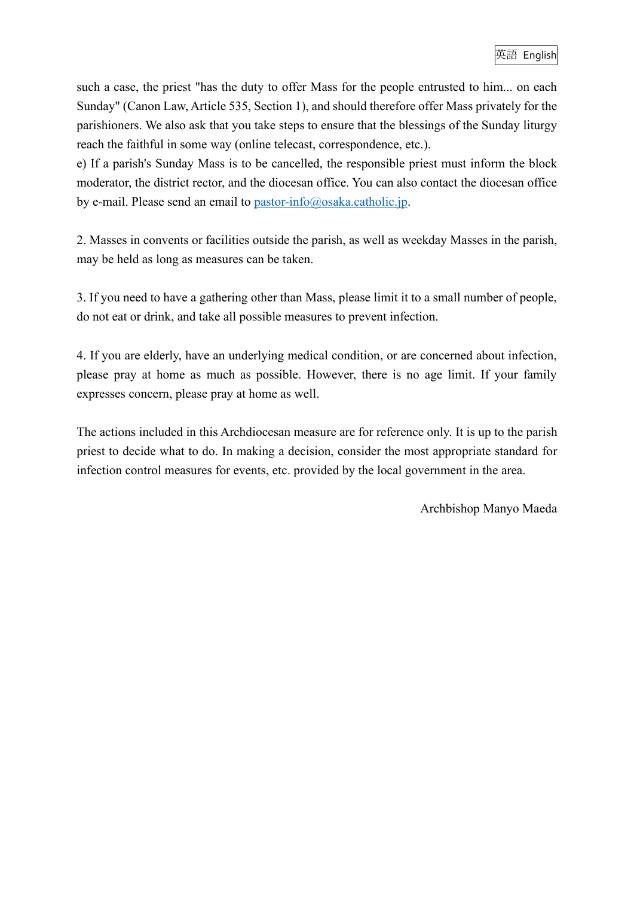such a case, the priest "has the duty to offer Mass for the people entrusted to him... on each Sunday" (Canon Law, Article 535, Section 1), and should therefore offer Mass privately for the parishioners. We also ask that you take steps to ensure that the blessings of the Sunday liturgy reach the faithful in some way (online telecast, correspondence, etc.).

e) If a parish's Sunday Mass is to be cancelled, the responsible priest must inform the block moderator, the district rector, and the diocesan office. You can also contact the diocesan office by e-mail. Please send an email to pastor-info@osaka.catholic.jp.

2. Masses in convents or facilities outside the parish, as well as weekday Masses in the parish, may be held as long as measures can be taken.

3. If you need to have a gathering other than Mass, please limit it to a small number of people, do not eat or drink, and take all possible measures to prevent infection.

4. If you are elderly, have an underlying medical condition, or are concerned about infection, please pray at home as much as possible. However, there is no age limit. If your family expresses concern, please pray at home as well.

The actions included in this Archdiocesan measure are for reference only. It is up to the parish priest to decide what to do. In making a decision, consider the most appropriate standard for infection control measures for events, etc. provided by the local government in the area.

Archbishop Manyo Maeda